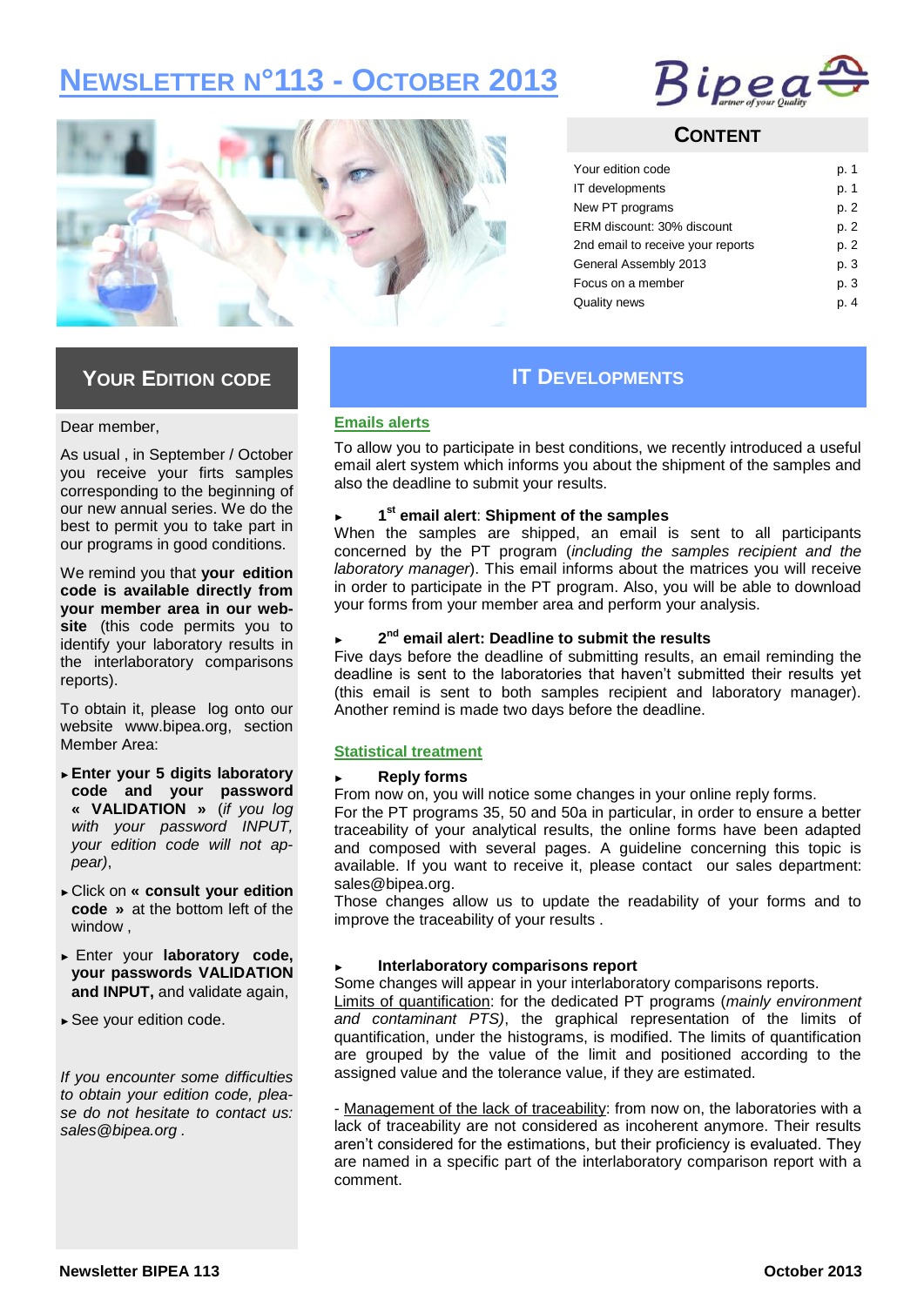# Newsletter n°113 - October 2013

## Content

| | |
|---|---|
| Your edition code | p. 1 |
| IT developments | p. 1 |
| New PT programs | p. 2 |
| ERM discount: 30% discount | p. 2 |
| 2nd email to receive your reports | p. 2 |
| General Assembly 2013 | p. 3 |
| Focus on a member | p. 3 |
| Quality news | p. 4 |

## Your Edition code

Dear member,

As usual , in September / October you receive your firts samples corresponding to the beginning of our new annual series. We do the best to permit you to take part in our programs in good conditions.

We remind you that **your edition code is available directly from your member area in our web-site** (this code permits you to identify your laboratory results in the interlaboratory comparisons reports).

To obtain it, please log onto our website www.bipea.org, section Member Area:

- **Enter your 5 digits laboratory code and your password « VALIDATION »** (*if you log with your password INPUT, your edition code will not appear)*,
- Click on **« consult your edition code »** at the bottom left of the window ,
- Enter your **laboratory code, your passwords VALIDATION and INPUT,** and validate again,
- See your edition code.

*If you encounter some difficulties to obtain your edition code, please do not hesitate to contact us: sales@bipea.org .*

## IT Developments

### Emails alerts

To allow you to participate in best conditions, we recently introduced a useful email alert system which informs you about the shipment of the samples and also the deadline to submit your results.

- **1st email alert**: **Shipment of the samples**

When the samples are shipped, an email is sent to all participants concerned by the PT program (*including the samples recipient and the laboratory manager*). This email informs about the matrices you will receive in order to participate in the PT program. Also, you will be able to download your forms from your member area and perform your analysis.

- **2nd email alert: Deadline to submit the results**

Five days before the deadline of submitting results, an email reminding the deadline is sent to the laboratories that haven't submitted their results yet (this email is sent to both samples recipient and laboratory manager). Another remind is made two days before the deadline.

### Statistical treatment

- **Reply forms**

From now on, you will notice some changes in your online reply forms.
For the PT programs 35, 50 and 50a in particular, in order to ensure a better traceability of your analytical results, the online forms have been adapted and composed with several pages. A guideline concerning this topic is available. If you want to receive it, please contact our sales department: sales@bipea.org.
Those changes allow us to update the readability of your forms and to improve the traceability of your results .

- **Interlaboratory comparisons report**

Some changes will appear in your interlaboratory comparisons reports.
Limits of quantification: for the dedicated PT programs (*mainly environment and contaminant PTS)*, the graphical representation of the limits of quantification, under the histograms, is modified. The limits of quantification are grouped by the value of the limit and positioned according to the assigned value and the tolerance value, if they are estimated.

- Management of the lack of traceability: from now on, the laboratories with a lack of traceability are not considered as incoherent anymore. Their results aren't considered for the estimations, but their proficiency is evaluated. They are named in a specific part of the interlaboratory comparison report with a comment.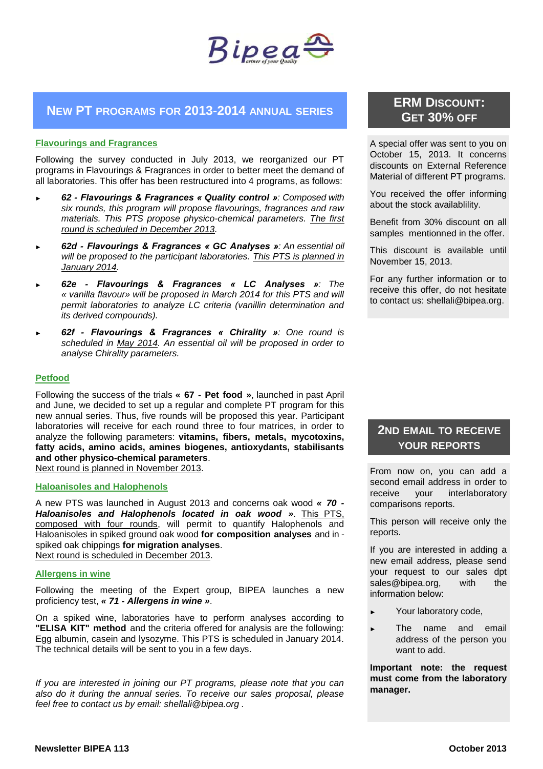# New PT programs for 2013-2014 annual series

## Flavourings and Fragrances

Following the survey conducted in July 2013, we reorganized our PT programs in Flavourings & Fragrances in order to better meet the demand of all laboratories. This offer has been restructured into 4 programs, as follows:

- ***62 - Flavourings & Fragrances « Quality control »**: Composed with six rounds, this program will propose flavourings, fragrances and raw materials. This PTS propose physico-chemical parameters. The first round is scheduled in December 2013.*
- ***62d - Flavourings & Fragrances « GC Analyses »**: An essential oil will be proposed to the participant laboratories. This PTS is planned in January 2014.*
- ***62e - Flavourings & Fragrances « LC Analyses »**: The « vanilla flavour» will be proposed in March 2014 for this PTS and will permit laboratories to analyze LC criteria (vanillin determination and its derived compounds).*
- ***62f - Flavourings & Fragrances « Chirality »**: One round is scheduled in May 2014. An essential oil will be proposed in order to analyse Chirality parameters.*

## Petfood

Following the success of the trials **« 67 - Pet food »**, launched in past April and June, we decided to set up a regular and complete PT program for this new annual series. Thus, five rounds will be proposed this year. Participant laboratories will receive for each round three to four matrices, in order to analyze the following parameters: **vitamins, fibers, metals, mycotoxins, fatty acids, amino acids, amines biogenes, antioxydants, stabilisants and other physico-chemical parameters**.
Next round is planned in November 2013.

## Haloanisoles and Halophenols

A new PTS was launched in August 2013 and concerns oak wood ***« 70 - Haloanisoles and Halophenols located in oak wood »***. This PTS, composed with four rounds, will permit to quantify Halophenols and Haloanisoles in spiked ground oak wood **for composition analyses** and in - spiked oak chippings **for migration analyses**.
Next round is scheduled in December 2013.

## Allergens in wine

Following the meeting of the Expert group, BIPEA launches a new proficiency test, ***« 71 - Allergens in wine »***.

On a spiked wine, laboratories have to perform analyses according to **"ELISA KIT" method** and the criteria offered for analysis are the following: Egg albumin, casein and lysozyme. This PTS is scheduled in January 2014. The technical details will be sent to you in a few days.

*If you are interested in joining our PT programs, please note that you can also do it during the annual series. To receive our sales proposal, please feel free to contact us by email: shellali@bipea.org .*

# ERM Discount: Get 30% off

A special offer was sent to you on October 15, 2013. It concerns discounts on External Reference Material of different PT programs.

You received the offer informing about the stock availablility.

Benefit from 30% discount on all samples mentionned in the offer.

This discount is available until November 15, 2013.

For any further information or to receive this offer, do not hesitate to contact us: shellali@bipea.org.

# 2nd email to receive your reports

From now on, you can add a second email address in order to receive your interlaboratory comparisons reports.

This person will receive only the reports.

If you are interested in adding a new email address, please send your request to our sales dpt sales@bipea.org, with the information below:

- Your laboratory code,
- The name and email address of the person you want to add.

**Important note: the request must come from the laboratory manager.**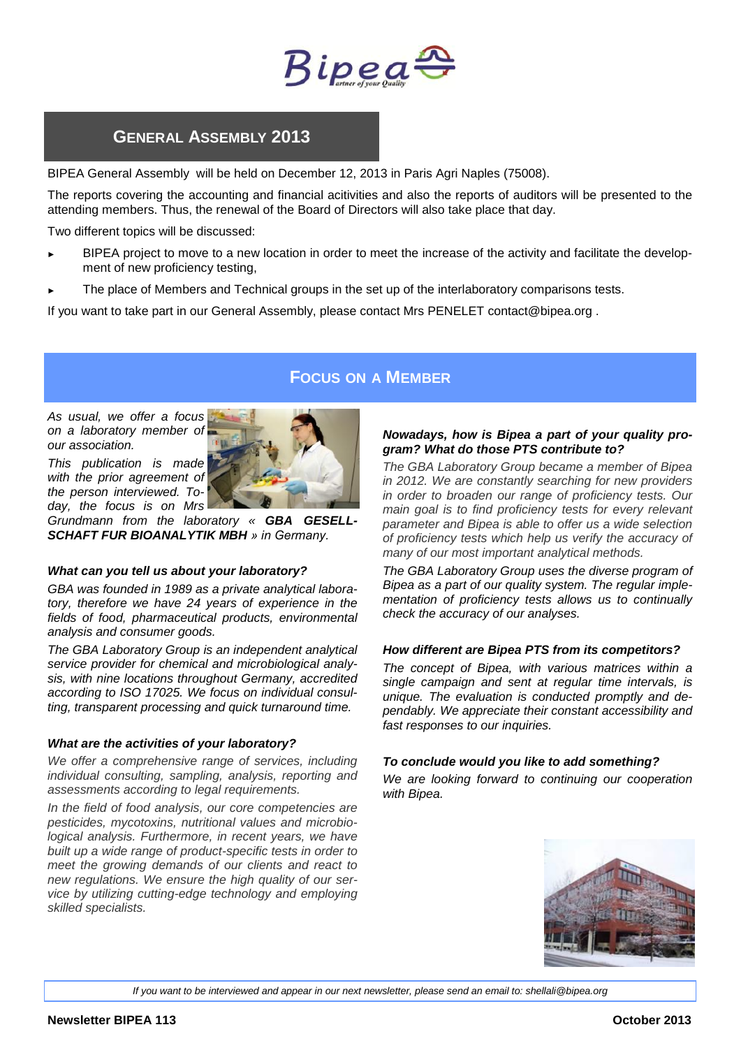## General Assembly 2013

BIPEA General Assembly will be held on December 12, 2013 in Paris Agri Naples (75008).

The reports covering the accounting and financial acitivities and also the reports of auditors will be presented to the attending members. Thus, the renewal of the Board of Directors will also take place that day.

Two different topics will be discussed:

- BIPEA project to move to a new location in order to meet the increase of the activity and facilitate the development of new proficiency testing,
- The place of Members and Technical groups in the set up of the interlaboratory comparisons tests.

If you want to take part in our General Assembly, please contact Mrs PENELET contact@bipea.org .

## Focus on a Member

*As usual, we offer a focus on a laboratory member of our association.*

*This publication is made with the prior agreement of the person interviewed. Today, the focus is on Mrs Grundmann from the laboratory « **GBA GESELLSCHAFT FUR BIOANALYTIK MBH** » in Germany.*

***What can you tell us about your laboratory?***

*GBA was founded in 1989 as a private analytical laboratory, therefore we have 24 years of experience in the fields of food, pharmaceutical products, environmental analysis and consumer goods.*

*The GBA Laboratory Group is an independent analytical service provider for chemical and microbiological analysis, with nine locations throughout Germany, accredited according to ISO 17025. We focus on individual consulting, transparent processing and quick turnaround time.*

***What are the activities of your laboratory?***

*We offer a comprehensive range of services, including individual consulting, sampling, analysis, reporting and assessments according to legal requirements.*

*In the field of food analysis, our core competencies are pesticides, mycotoxins, nutritional values and microbiological analysis. Furthermore, in recent years, we have built up a wide range of product-specific tests in order to meet the growing demands of our clients and react to new regulations. We ensure the high quality of our service by utilizing cutting-edge technology and employing skilled specialists.*

***Nowadays, how is Bipea a part of your quality program? What do those PTS contribute to?***

*The GBA Laboratory Group became a member of Bipea in 2012. We are constantly searching for new providers in order to broaden our range of proficiency tests. Our main goal is to find proficiency tests for every relevant parameter and Bipea is able to offer us a wide selection of proficiency tests which help us verify the accuracy of many of our most important analytical methods.*

*The GBA Laboratory Group uses the diverse program of Bipea as a part of our quality system. The regular implementation of proficiency tests allows us to continually check the accuracy of our analyses.*

***How different are Bipea PTS from its competitors?***

*The concept of Bipea, with various matrices within a single campaign and sent at regular time intervals, is unique. The evaluation is conducted promptly and dependably. We appreciate their constant accessibility and fast responses to our inquiries.*

***To conclude would you like to add something?***

*We are looking forward to continuing our cooperation with Bipea.*

*If you want to be interviewed and appear in our next newsletter, please send an email to: shellali@bipea.org*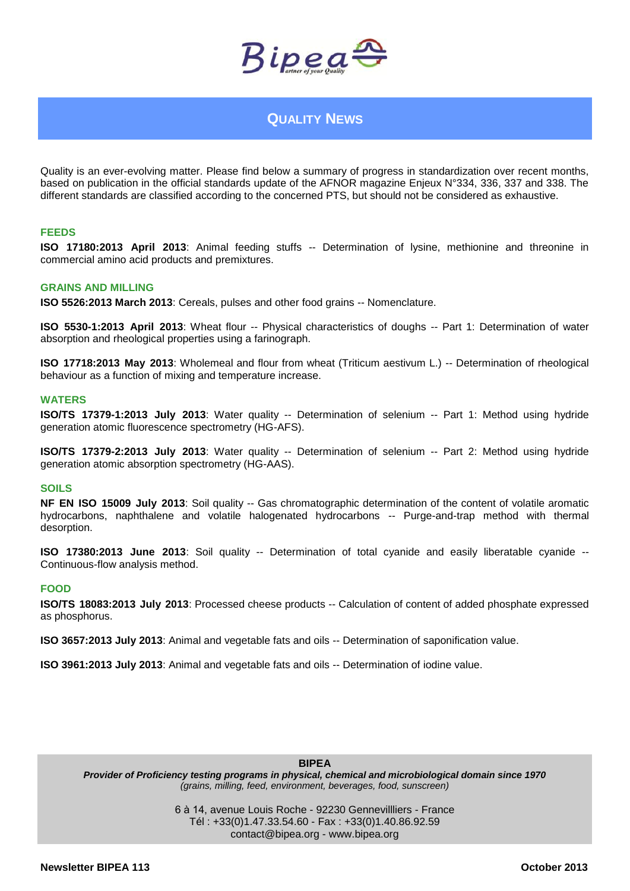# Quality News

Quality is an ever-evolving matter. Please find below a summary of progress in standardization over recent months, based on publication in the official standards update of the AFNOR magazine Enjeux N°334, 336, 337 and 338. The different standards are classified according to the concerned PTS, but should not be considered as exhaustive.

## FEEDS

**ISO 17180:2013 April 2013**: Animal feeding stuffs -- Determination of lysine, methionine and threonine in commercial amino acid products and premixtures.

## GRAINS AND MILLING

**ISO 5526:2013 March 2013**: Cereals, pulses and other food grains -- Nomenclature.

**ISO 5530-1:2013 April 2013**: Wheat flour -- Physical characteristics of doughs -- Part 1: Determination of water absorption and rheological properties using a farinograph.

**ISO 17718:2013 May 2013**: Wholemeal and flour from wheat (Triticum aestivum L.) -- Determination of rheological behaviour as a function of mixing and temperature increase.

## WATERS

**ISO/TS 17379-1:2013 July 2013**: Water quality -- Determination of selenium -- Part 1: Method using hydride generation atomic fluorescence spectrometry (HG-AFS).

**ISO/TS 17379-2:2013 July 2013**: Water quality -- Determination of selenium -- Part 2: Method using hydride generation atomic absorption spectrometry (HG-AAS).

## SOILS

**NF EN ISO 15009 July 2013**: Soil quality -- Gas chromatographic determination of the content of volatile aromatic hydrocarbons, naphthalene and volatile halogenated hydrocarbons -- Purge-and-trap method with thermal desorption.

**ISO 17380:2013 June 2013**: Soil quality -- Determination of total cyanide and easily liberatable cyanide -- Continuous-flow analysis method.

## FOOD

**ISO/TS 18083:2013 July 2013**: Processed cheese products -- Calculation of content of added phosphate expressed as phosphorus.

**ISO 3657:2013 July 2013**: Animal and vegetable fats and oils -- Determination of saponification value.

**ISO 3961:2013 July 2013**: Animal and vegetable fats and oils -- Determination of iodine value.

**BIPEA**

***Provider of Proficiency testing programs in physical, chemical and microbiological domain since 1970***

*(grains, milling, feed, environment, beverages, food, sunscreen)*

6 à 14, avenue Louis Roche - 92230 Gennevillliers - France
Tél : +33(0)1.47.33.54.60 - Fax : +33(0)1.40.86.92.59
contact@bipea.org - www.bipea.org